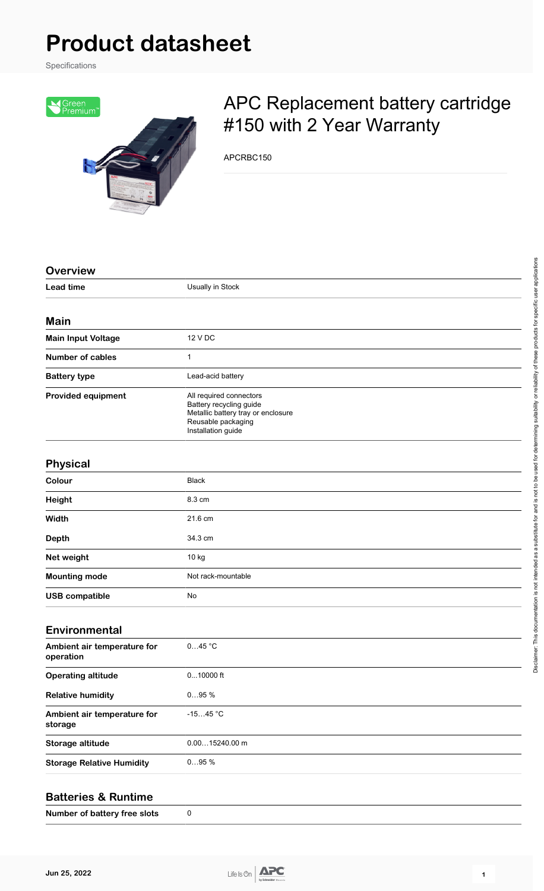# Product datasheet

Specifications

## APC Replacement battery cartridge #150 with 2 Year Warranty

APCRBC150

### Overview

| | |
|---|---|
| **Lead time** | Usually in Stock |

### Main

| | |
|---|---|
| **Main Input Voltage** | 12 V DC |
| **Number of cables** | 1 |
| **Battery type** | Lead-acid battery |
| **Provided equipment** | All required connectors<br>Battery recycling guide<br>Metallic battery tray or enclosure<br>Reusable packaging<br>Installation guide |

### Physical

| | |
|---|---|
| **Colour** | Black |
| **Height** | 8.3 cm |
| **Width** | 21.6 cm |
| **Depth** | 34.3 cm |
| **Net weight** | 10 kg |
| **Mounting mode** | Not rack-mountable |
| **USB compatible** | No |

### Environmental

| | |
|---|---|
| **Ambient air temperature for operation** | 0…45 °C |
| **Operating altitude** | 0...10000 ft |
| **Relative humidity** | 0…95 % |
| **Ambient air temperature for storage** | -15…45 °C |
| **Storage altitude** | 0.00…15240.00 m |
| **Storage Relative Humidity** | 0…95 % |

### Batteries & Runtime

| | |
|---|---|
| **Number of battery free slots** | 0 |

Disclaimer: This documentation is not intended as a substitute for and is not to be used for determining suitability or reliability of these products for specific user applications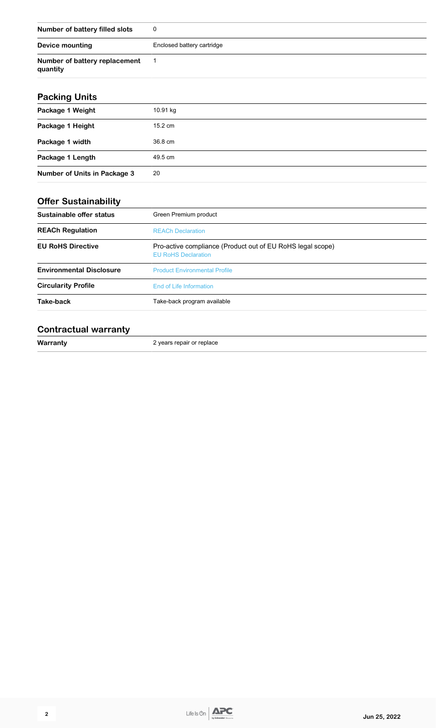| | |
|---|---|
| **Number of battery filled slots** | 0 |
| **Device mounting** | Enclosed battery cartridge |
| **Number of battery replacement quantity** | 1 |

## Packing Units

| | |
|---|---|
| **Package 1 Weight** | 10.91 kg |
| **Package 1 Height** | 15.2 cm |
| **Package 1 width** | 36.8 cm |
| **Package 1 Length** | 49.5 cm |
| **Number of Units in Package 3** | 20 |

## Offer Sustainability

| | |
|---|---|
| **Sustainable offer status** | Green Premium product |
| **REACh Regulation** | REACh Declaration |
| **EU RoHS Directive** | Pro-active compliance (Product out of EU RoHS legal scope) EU RoHS Declaration |
| **Environmental Disclosure** | Product Environmental Profile |
| **Circularity Profile** | End of Life Information |
| **Take-back** | Take-back program available |

## Contractual warranty

| | |
|---|---|
| **Warranty** | 2 years repair or replace |